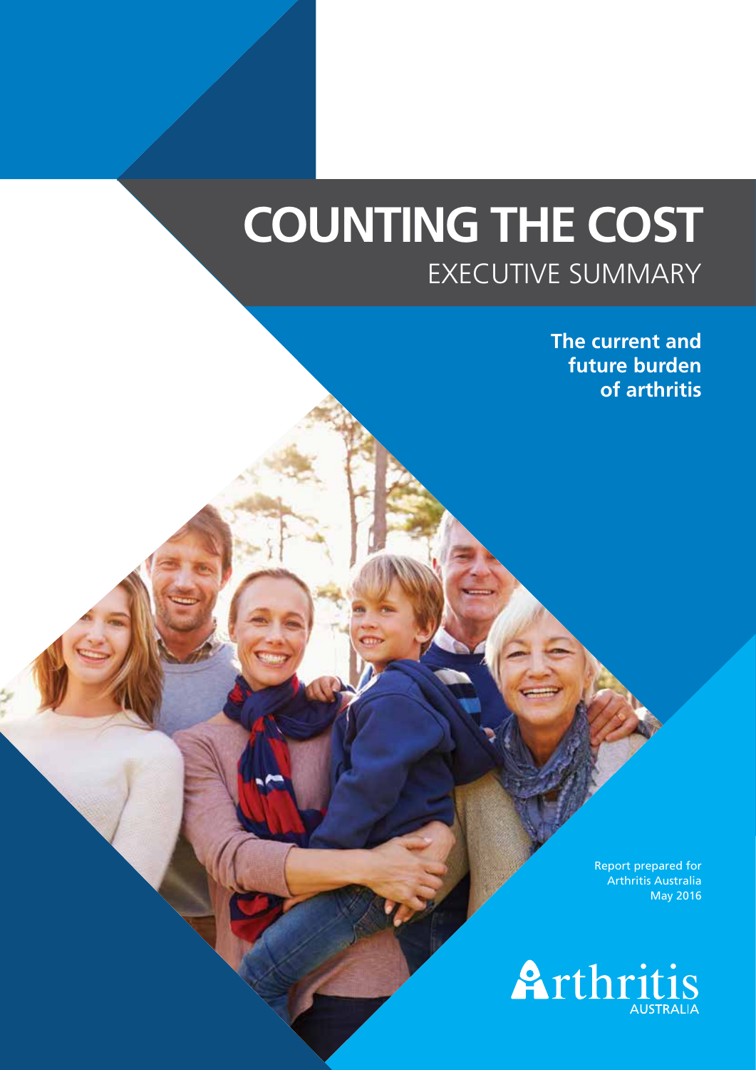# COUNTING THE COST

## EXECUTIVE SUMMARY

**The current and future burden of arthritis**

Report prepared for
Arthritis Australia
May 2016

Arthritis AUSTRALIA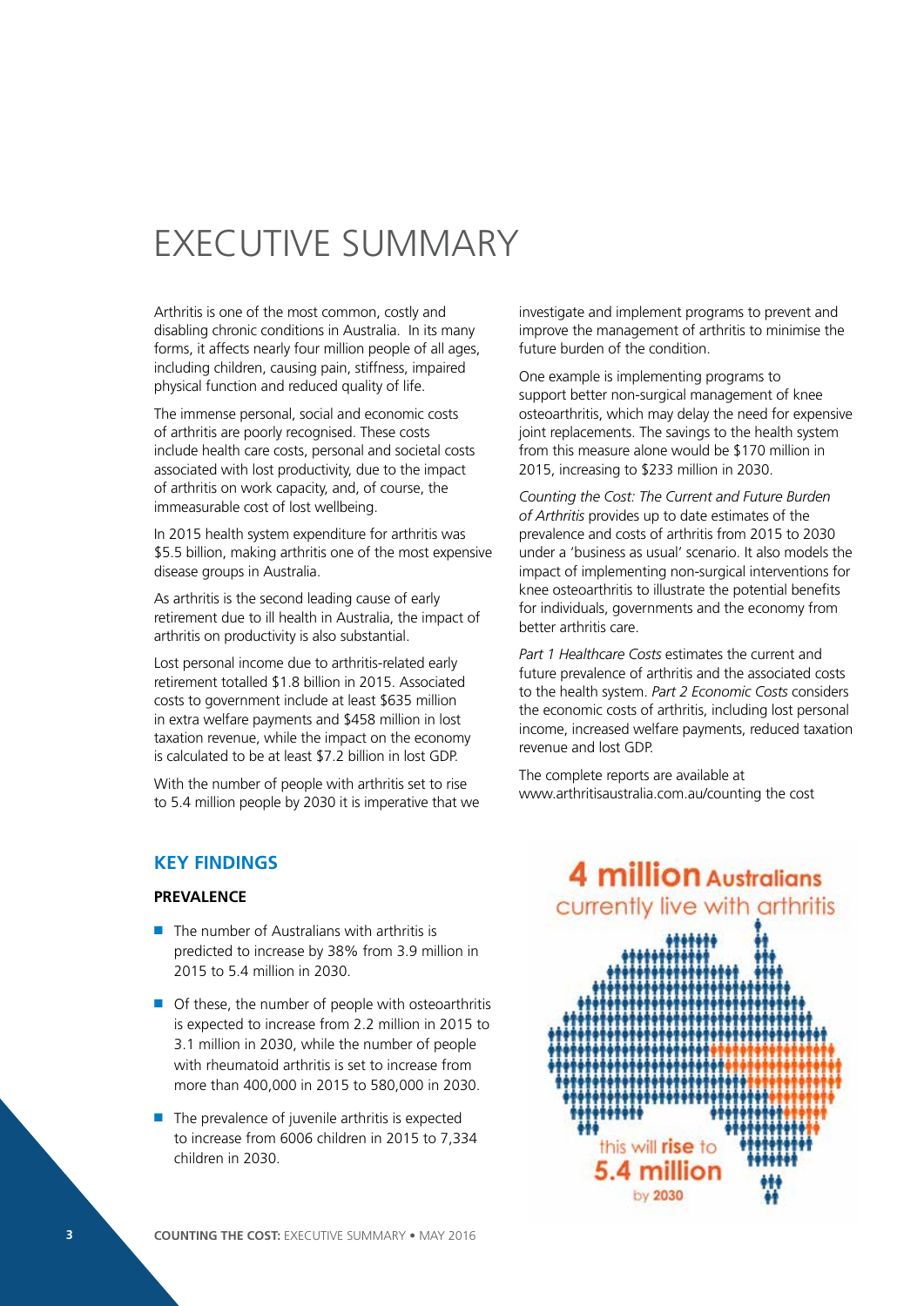# EXECUTIVE SUMMARY

Arthritis is one of the most common, costly and disabling chronic conditions in Australia. In its many forms, it affects nearly four million people of all ages, including children, causing pain, stiffness, impaired physical function and reduced quality of life.

The immense personal, social and economic costs of arthritis are poorly recognised. These costs include health care costs, personal and societal costs associated with lost productivity, due to the impact of arthritis on work capacity, and, of course, the immeasurable cost of lost wellbeing.

In 2015 health system expenditure for arthritis was $5.5 billion, making arthritis one of the most expensive disease groups in Australia.

As arthritis is the second leading cause of early retirement due to ill health in Australia, the impact of arthritis on productivity is also substantial.

Lost personal income due to arthritis-related early retirement totalled $1.8 billion in 2015. Associated costs to government include at least $635 million in extra welfare payments and $458 million in lost taxation revenue, while the impact on the economy is calculated to be at least $7.2 billion in lost GDP.

With the number of people with arthritis set to rise to 5.4 million people by 2030 it is imperative that we investigate and implement programs to prevent and improve the management of arthritis to minimise the future burden of the condition.

One example is implementing programs to support better non-surgical management of knee osteoarthritis, which may delay the need for expensive joint replacements. The savings to the health system from this measure alone would be $170 million in 2015, increasing to $233 million in 2030.

*Counting the Cost: The Current and Future Burden of Arthritis* provides up to date estimates of the prevalence and costs of arthritis from 2015 to 2030 under a 'business as usual' scenario. It also models the impact of implementing non-surgical interventions for knee osteoarthritis to illustrate the potential benefits for individuals, governments and the economy from better arthritis care.

*Part 1 Healthcare Costs* estimates the current and future prevalence of arthritis and the associated costs to the health system. *Part 2 Economic Costs* considers the economic costs of arthritis, including lost personal income, increased welfare payments, reduced taxation revenue and lost GDP.

The complete reports are available at www.arthritisaustralia.com.au/counting the cost

## KEY FINDINGS

### PREVALENCE

- The number of Australians with arthritis is predicted to increase by 38% from 3.9 million in 2015 to 5.4 million in 2030.
- Of these, the number of people with osteoarthritis is expected to increase from 2.2 million in 2015 to 3.1 million in 2030, while the number of people with rheumatoid arthritis is set to increase from more than 400,000 in 2015 to 580,000 in 2030.
- The prevalence of juvenile arthritis is expected to increase from 6006 children in 2015 to 7,334 children in 2030.

**4 million** Australians currently live with arthritis

this will **rise** to **5.4 million** by **2030**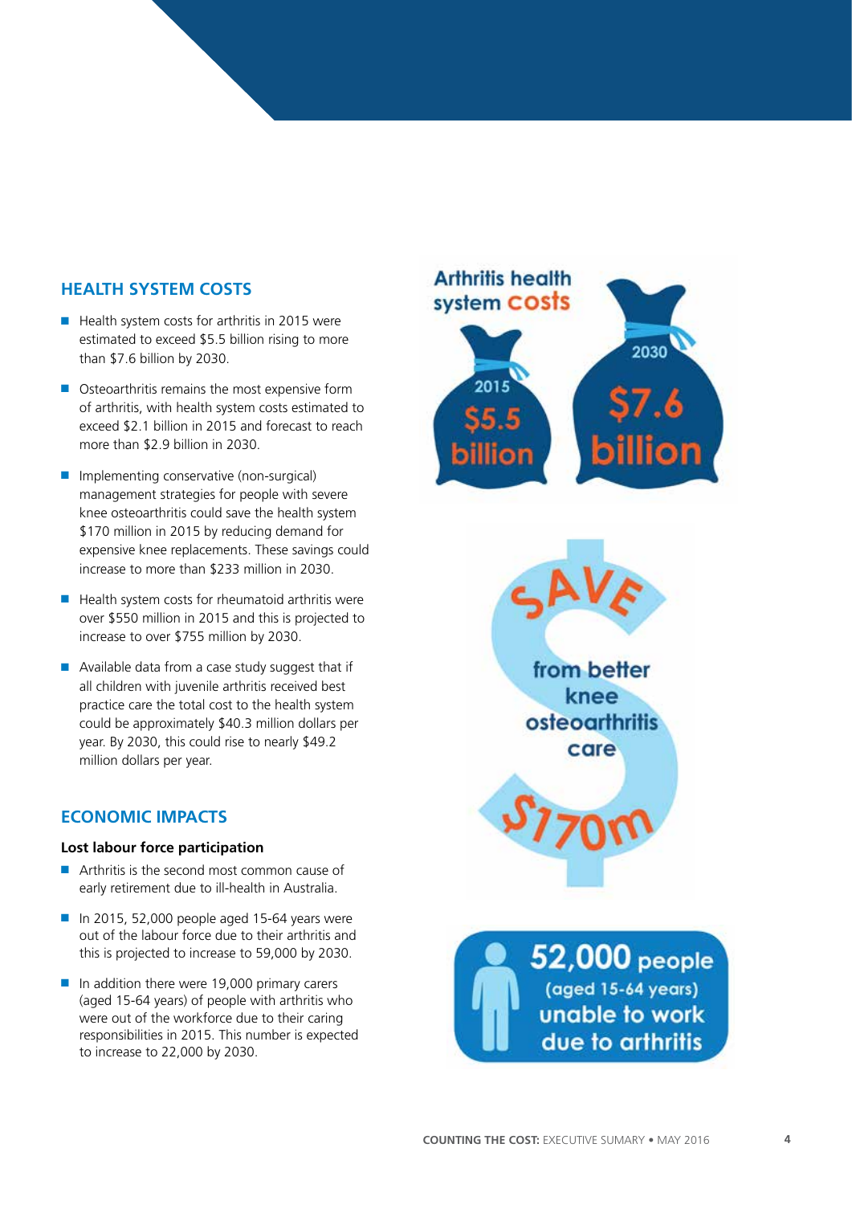## HEALTH SYSTEM COSTS

- Health system costs for arthritis in 2015 were estimated to exceed $5.5 billion rising to more than $7.6 billion by 2030.
- Osteoarthritis remains the most expensive form of arthritis, with health system costs estimated to exceed $2.1 billion in 2015 and forecast to reach more than $2.9 billion in 2030.
- Implementing conservative (non-surgical) management strategies for people with severe knee osteoarthritis could save the health system $170 million in 2015 by reducing demand for expensive knee replacements. These savings could increase to more than $233 million in 2030.
- Health system costs for rheumatoid arthritis were over $550 million in 2015 and this is projected to increase to over $755 million by 2030.
- Available data from a case study suggest that if all children with juvenile arthritis received best practice care the total cost to the health system could be approximately $40.3 million dollars per year. By 2030, this could rise to nearly $49.2 million dollars per year.

## ECONOMIC IMPACTS

**Lost labour force participation**

- Arthritis is the second most common cause of early retirement due to ill-health in Australia.
- In 2015, 52,000 people aged 15-64 years were out of the labour force due to their arthritis and this is projected to increase to 59,000 by 2030.
- In addition there were 19,000 primary carers (aged 15-64 years) of people with arthritis who were out of the workforce due to their caring responsibilities in 2015. This number is expected to increase to 22,000 by 2030.

Arthritis health system costs

2015 $5.5 billion

2030 $7.6 billion

SAVE from better knee osteoarthritis care $170m

52,000 people (aged 15-64 years) unable to work due to arthritis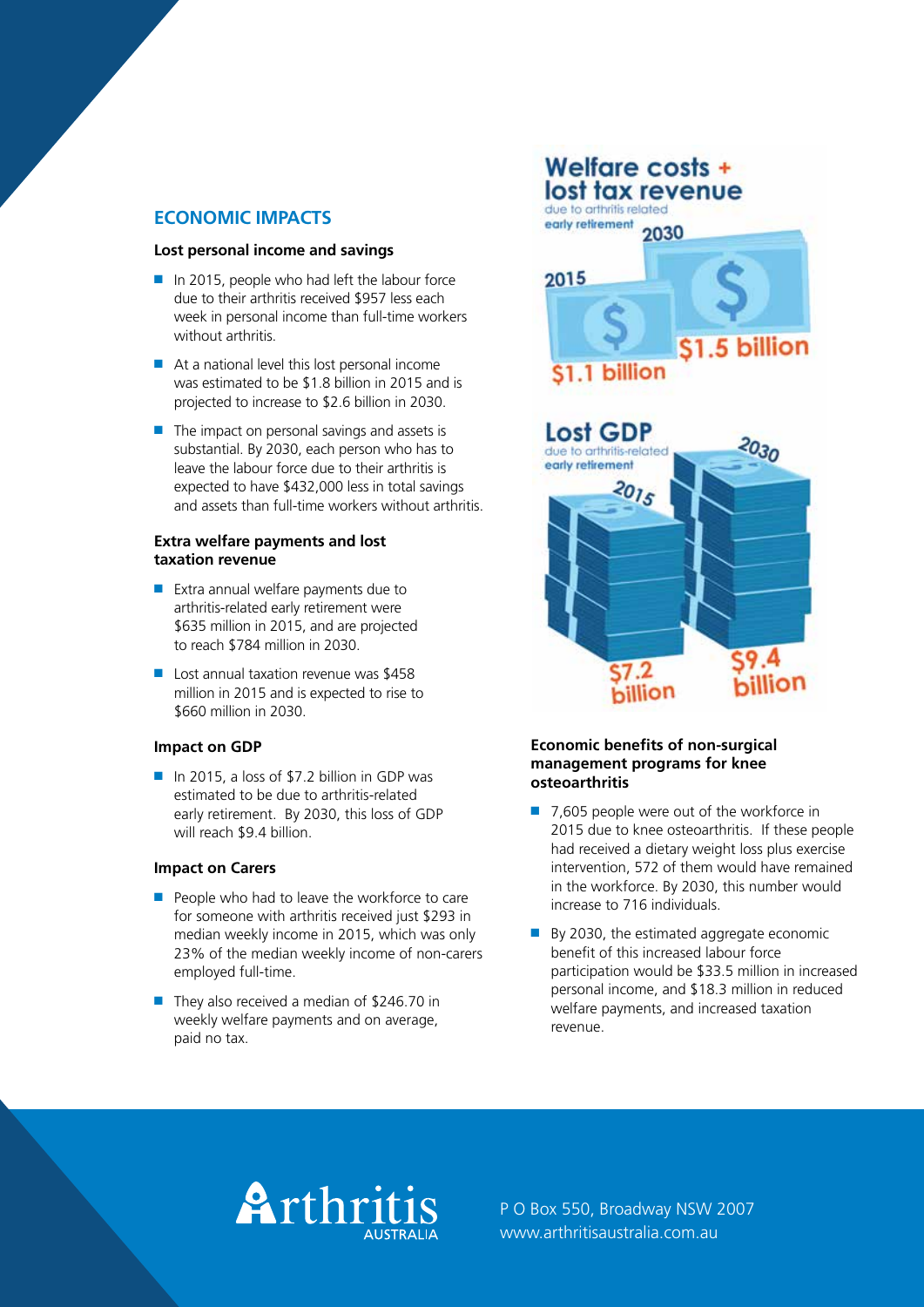## ECONOMIC IMPACTS

### Lost personal income and savings

- In 2015, people who had left the labour force due to their arthritis received $957 less each week in personal income than full-time workers without arthritis.
- At a national level this lost personal income was estimated to be $1.8 billion in 2015 and is projected to increase to $2.6 billion in 2030.
- The impact on personal savings and assets is substantial. By 2030, each person who has to leave the labour force due to their arthritis is expected to have $432,000 less in total savings and assets than full-time workers without arthritis.

### Extra welfare payments and lost taxation revenue

- Extra annual welfare payments due to arthritis-related early retirement were $635 million in 2015, and are projected to reach $784 million in 2030.
- Lost annual taxation revenue was $458 million in 2015 and is expected to rise to $660 million in 2030.

### Impact on GDP

- In 2015, a loss of $7.2 billion in GDP was estimated to be due to arthritis-related early retirement. By 2030, this loss of GDP will reach $9.4 billion.

### Impact on Carers

- People who had to leave the workforce to care for someone with arthritis received just $293 in median weekly income in 2015, which was only 23% of the median weekly income of non-carers employed full-time.
- They also received a median of $246.70 in weekly welfare payments and on average, paid no tax.

**Welfare costs + lost tax revenue**
due to arthritis related early retirement
2015
$1.1 billion
2030
$1.5 billion

**Lost GDP**
due to arthritis-related early retirement
2015
$7.2 billion
2030
$9.4 billion

### Economic benefits of non-surgical management programs for knee osteoarthritis

- 7,605 people were out of the workforce in 2015 due to knee osteoarthritis. If these people had received a dietary weight loss plus exercise intervention, 572 of them would have remained in the workforce. By 2030, this number would increase to 716 individuals.
- By 2030, the estimated aggregate economic benefit of this increased labour force participation would be $33.5 million in increased personal income, and $18.3 million in reduced welfare payments, and increased taxation revenue.

Arthritis AUSTRALIA

P O Box 550, Broadway NSW 2007
www.arthritisaustralia.com.au